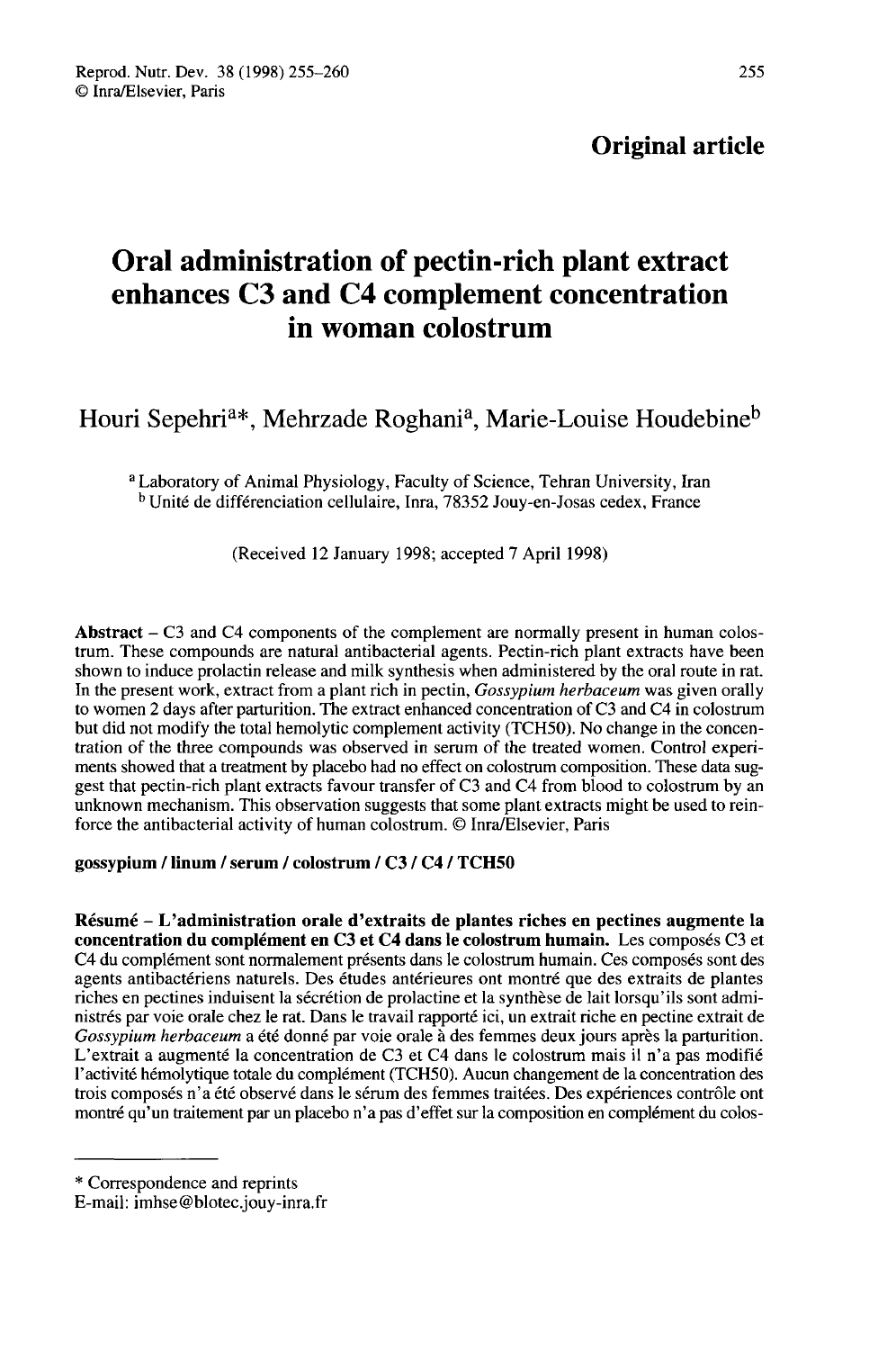**Original article**

# Oral administration of pectin-rich plant extract enhances C3 and C4 complement concentration in woman colostrum

Houri Sepehri[a]*, Mehrzade Roghani[a], Marie-Louise Houdebine[b]

[a] Laboratory of Animal Physiology, Faculty of Science, Tehran University, Iran
[b] Unité de différenciation cellulaire, Inra, 78352 Jouy-en-Josas cedex, France

(Received 12 January 1998; accepted 7 April 1998)

**Abstract** – C3 and C4 components of the complement are normally present in human colostrum. These compounds are natural antibacterial agents. Pectin-rich plant extracts have been shown to induce prolactin release and milk synthesis when administered by the oral route in rat. In the present work, extract from a plant rich in pectin, *Gossypium herbaceum* was given orally to women 2 days after parturition. The extract enhanced concentration of C3 and C4 in colostrum but did not modify the total hemolytic complement activity (TCH50). No change in the concentration of the three compounds was observed in serum of the treated women. Control experiments showed that a treatment by placebo had no effect on colostrum composition. These data suggest that pectin-rich plant extracts favour transfer of C3 and C4 from blood to colostrum by an unknown mechanism. This observation suggests that some plant extracts might be used to reinforce the antibacterial activity of human colostrum. © Inra/Elsevier, Paris

**gossypium / linum / serum / colostrum / C3 / C4 / TCH50**

**Résumé – L'administration orale d'extraits de plantes riches en pectines augmente la concentration du complément en C3 et C4 dans le colostrum humain.** Les composés C3 et C4 du complément sont normalement présents dans le colostrum humain. Ces composés sont des agents antibactériens naturels. Des études antérieures ont montré que des extraits de plantes riches en pectines induisent la sécrétion de prolactine et la synthèse de lait lorsqu'ils sont administrés par voie orale chez le rat. Dans le travail rapporté ici, un extrait riche en pectine extrait de *Gossypium herbaceum* a été donné par voie orale à des femmes deux jours après la parturition. L'extrait a augmenté la concentration de C3 et C4 dans le colostrum mais il n'a pas modifié l'activité hémolytique totale du complément (TCH50). Aucun changement de la concentration des trois composés n'a été observé dans le sérum des femmes traitées. Des expériences contrôle ont montré qu'un traitement par un placebo n'a pas d'effet sur la composition en complément du colos-

* Correspondence and reprints
E-mail: imhse@blotec.jouy-inra.fr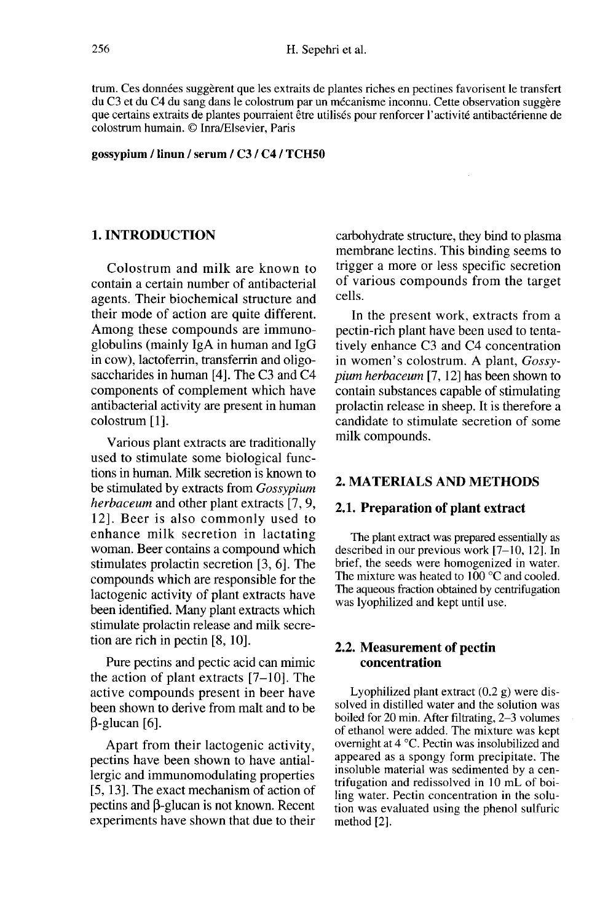trum. Ces données suggèrent que les extraits de plantes riches en pectines favorisent le transfert du C3 et du C4 du sang dans le colostrum par un mécanisme inconnu. Cette observation suggère que certains extraits de plantes pourraient être utilisés pour renforcer l'activité antibactérienne de colostrum humain. © Inra/Elsevier, Paris

**gossypium / linun / serum / C3 / C4 / TCH50**

## 1. INTRODUCTION

Colostrum and milk are known to contain a certain number of antibacterial agents. Their biochemical structure and their mode of action are quite different. Among these compounds are immunoglobulins (mainly IgA in human and IgG in cow), lactoferrin, transferrin and oligosaccharides in human [4]. The C3 and C4 components of complement which have antibacterial activity are present in human colostrum [1].

Various plant extracts are traditionally used to stimulate some biological functions in human. Milk secretion is known to be stimulated by extracts from *Gossypium herbaceum* and other plant extracts [7, 9, 12]. Beer is also commonly used to enhance milk secretion in lactating woman. Beer contains a compound which stimulates prolactin secretion [3, 6]. The compounds which are responsible for the lactogenic activity of plant extracts have been identified. Many plant extracts which stimulate prolactin release and milk secretion are rich in pectin [8, 10].

Pure pectins and pectic acid can mimic the action of plant extracts [7–10]. The active compounds present in beer have been shown to derive from malt and to be β-glucan [6].

Apart from their lactogenic activity, pectins have been shown to have antiallergic and immunomodulating properties [5, 13]. The exact mechanism of action of pectins and β-glucan is not known. Recent experiments have shown that due to their carbohydrate structure, they bind to plasma membrane lectins. This binding seems to trigger a more or less specific secretion of various compounds from the target cells.

In the present work, extracts from a pectin-rich plant have been used to tentatively enhance C3 and C4 concentration in women's colostrum. A plant, *Gossypium herbaceum* [7, 12] has been shown to contain substances capable of stimulating prolactin release in sheep. It is therefore a candidate to stimulate secretion of some milk compounds.

## 2. MATERIALS AND METHODS

### 2.1. Preparation of plant extract

The plant extract was prepared essentially as described in our previous work [7–10, 12]. In brief, the seeds were homogenized in water. The mixture was heated to 100 °C and cooled. The aqueous fraction obtained by centrifugation was lyophilized and kept until use.

### 2.2. Measurement of pectin concentration

Lyophilized plant extract (0.2 g) were dissolved in distilled water and the solution was boiled for 20 min. After filtrating, 2–3 volumes of ethanol were added. The mixture was kept overnight at 4 °C. Pectin was insolubilized and appeared as a spongy form precipitate. The insoluble material was sedimented by a centrifugation and redissolved in 10 mL of boiling water. Pectin concentration in the solution was evaluated using the phenol sulfuric method [2].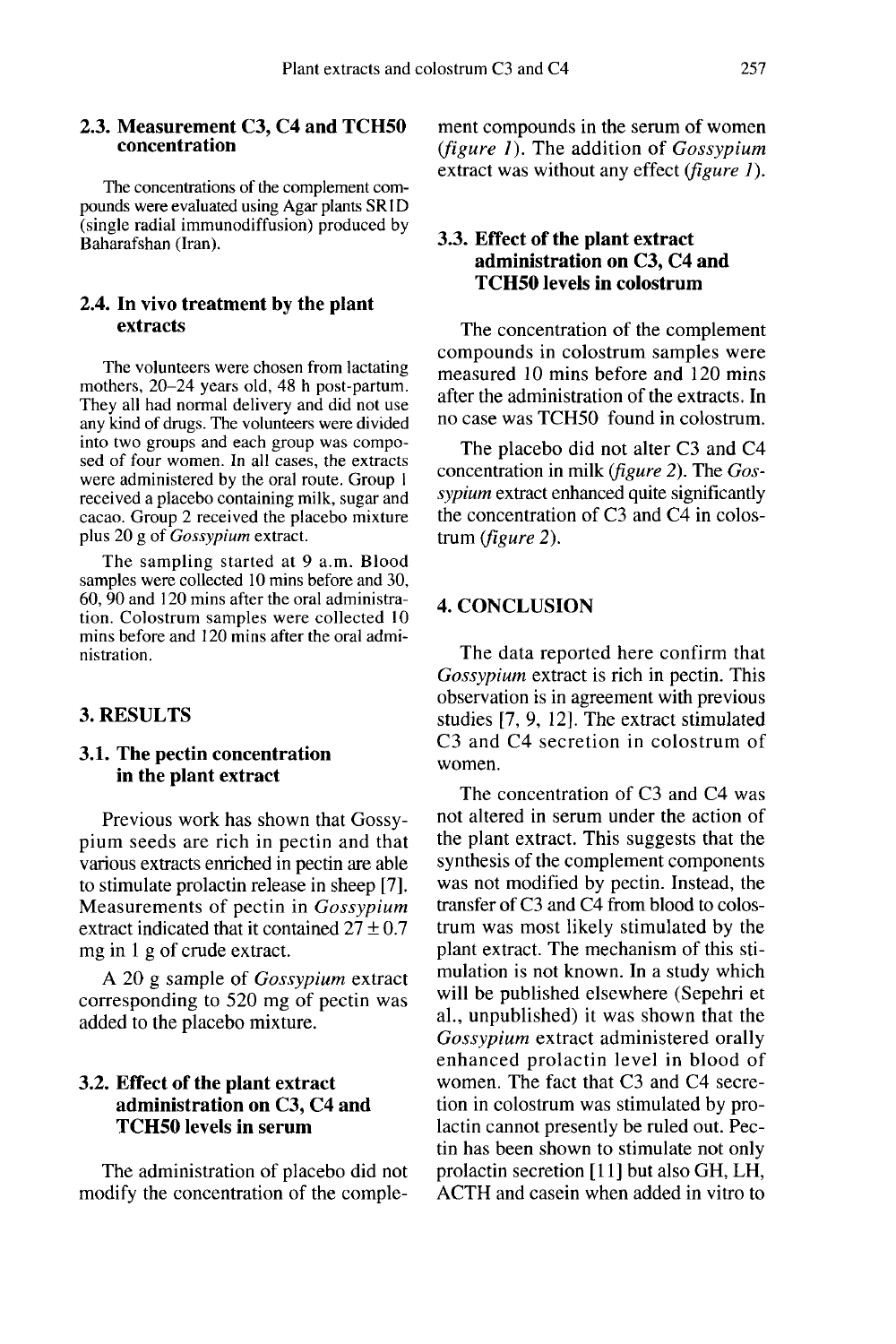### 2.3. Measurement C3, C4 and TCH50 concentration

The concentrations of the complement compounds were evaluated using Agar plants SRID (single radial immunodiffusion) produced by Baharafshan (Iran).

### 2.4. In vivo treatment by the plant extracts

The volunteers were chosen from lactating mothers, 20–24 years old, 48 h post-partum. They all had normal delivery and did not use any kind of drugs. The volunteers were divided into two groups and each group was composed of four women. In all cases, the extracts were administered by the oral route. Group 1 received a placebo containing milk, sugar and cacao. Group 2 received the placebo mixture plus 20 g of *Gossypium* extract.

The sampling started at 9 a.m. Blood samples were collected 10 mins before and 30, 60, 90 and 120 mins after the oral administration. Colostrum samples were collected 10 mins before and 120 mins after the oral administration.

## 3. RESULTS

### 3.1. The pectin concentration in the plant extract

Previous work has shown that Gossypium seeds are rich in pectin and that various extracts enriched in pectin are able to stimulate prolactin release in sheep [7]. Measurements of pectin in *Gossypium* extract indicated that it contained $27 \pm 0.7$ mg in 1 g of crude extract.

A 20 g sample of *Gossypium* extract corresponding to 520 mg of pectin was added to the placebo mixture.

### 3.2. Effect of the plant extract administration on C3, C4 and TCH50 levels in serum

The administration of placebo did not modify the concentration of the complement compounds in the serum of women (*figure 1*). The addition of *Gossypium* extract was without any effect (*figure 1*).

### 3.3. Effect of the plant extract administration on C3, C4 and TCH50 levels in colostrum

The concentration of the complement compounds in colostrum samples were measured 10 mins before and 120 mins after the administration of the extracts. In no case was TCH50 found in colostrum.

The placebo did not alter C3 and C4 concentration in milk (*figure 2*). The *Gossypium* extract enhanced quite significantly the concentration of C3 and C4 in colostrum (*figure 2*).

## 4. CONCLUSION

The data reported here confirm that *Gossypium* extract is rich in pectin. This observation is in agreement with previous studies [7, 9, 12]. The extract stimulated C3 and C4 secretion in colostrum of women.

The concentration of C3 and C4 was not altered in serum under the action of the plant extract. This suggests that the synthesis of the complement components was not modified by pectin. Instead, the transfer of C3 and C4 from blood to colostrum was most likely stimulated by the plant extract. The mechanism of this stimulation is not known. In a study which will be published elsewhere (Sepehri et al., unpublished) it was shown that the *Gossypium* extract administered orally enhanced prolactin level in blood of women. The fact that C3 and C4 secretion in colostrum was stimulated by prolactin cannot presently be ruled out. Pectin has been shown to stimulate not only prolactin secretion [11] but also GH, LH, ACTH and casein when added in vitro to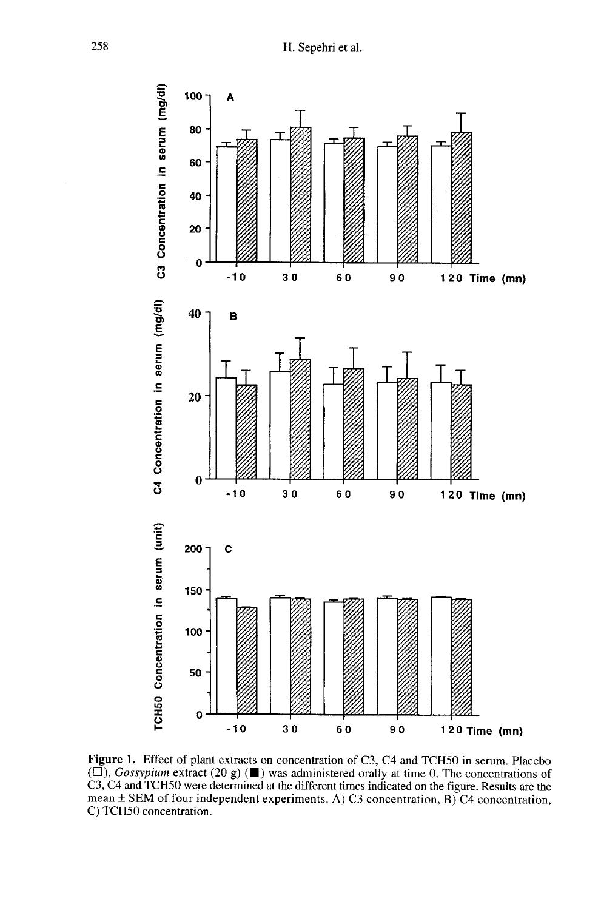**Figure 1.** Effect of plant extracts on concentration of C3, C4 and TCH50 in serum. Placebo (□), *Gossypium* extract (20 g) (■) was administered orally at time 0. The concentrations of C3, C4 and TCH50 were determined at the different times indicated on the figure. Results are the mean ± SEM of four independent experiments. A) C3 concentration, B) C4 concentration, C) TCH50 concentration.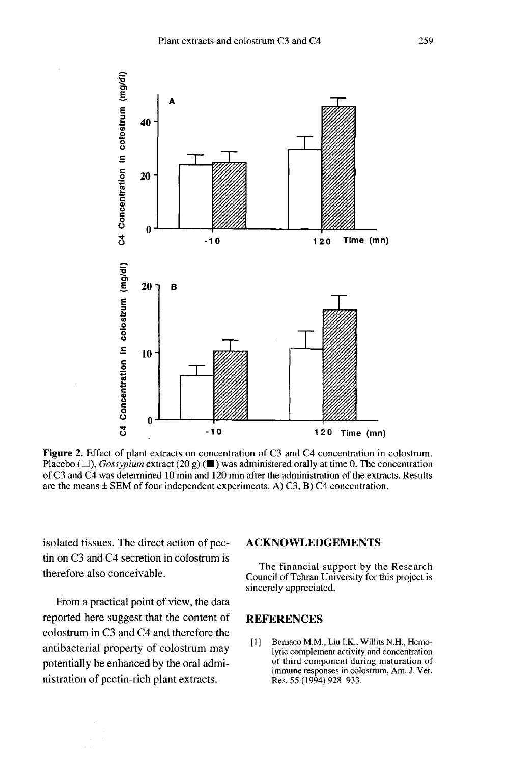**Figure 2.** Effect of plant extracts on concentration of C3 and C4 concentration in colostrum. Placebo (□), *Gossypium* extract (20 g) (■) was administered orally at time 0. The concentration of C3 and C4 was determined 10 min and 120 min after the administration of the extracts. Results are the means ± SEM of four independent experiments. A) C3, B) C4 concentration.

isolated tissues. The direct action of pectin on C3 and C4 secretion in colostrum is therefore also conceivable.

From a practical point of view, the data reported here suggest that the content of colostrum in C3 and C4 and therefore the antibacterial property of colostrum may potentially be enhanced by the oral administration of pectin-rich plant extracts.

## ACKNOWLEDGEMENTS

The financial support by the Research Council of Tehran University for this project is sincerely appreciated.

## REFERENCES

[1] Bernaco M.M., Liu I.K., Willits N.H., Hemolytic complement activity and concentration of third component during maturation of immune responses in colostrum, Am. J. Vet. Res. 55 (1994) 928–933.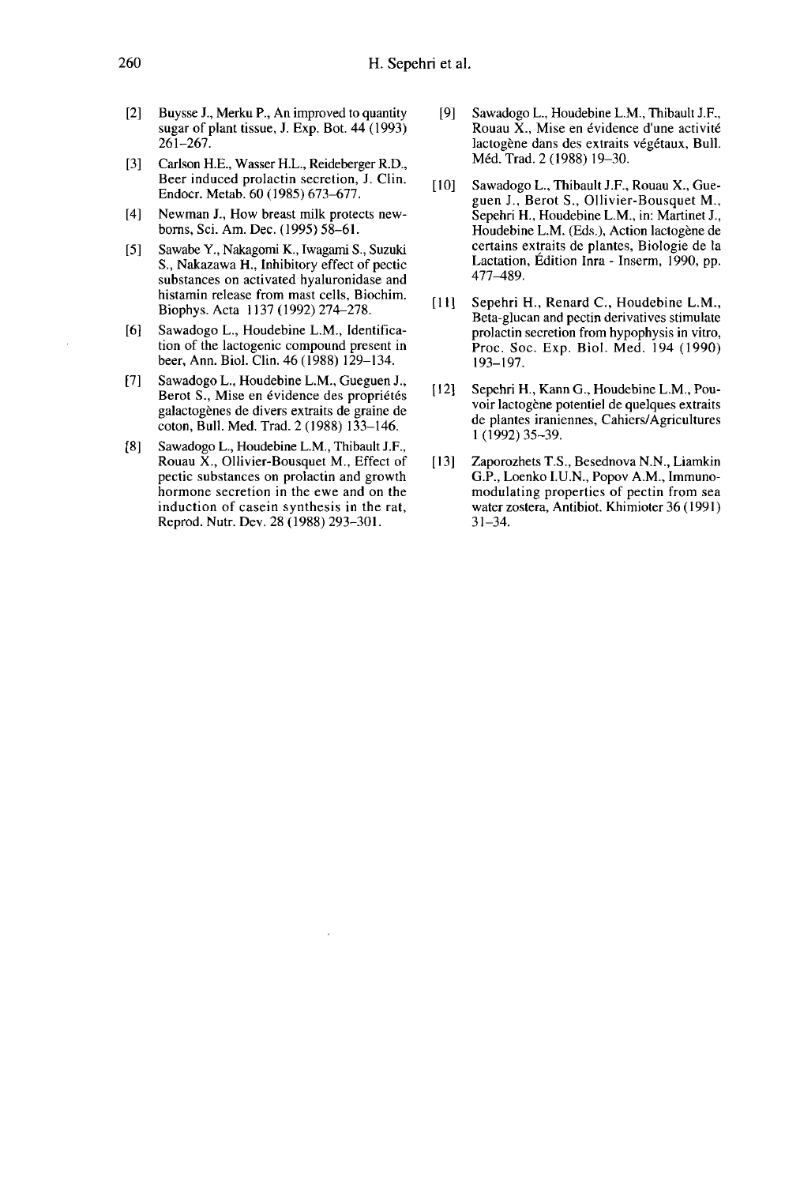[2] Buysse J., Merku P., An improved to quantity sugar of plant tissue, J. Exp. Bot. 44 (1993) 261–267.

[3] Carlson H.E., Wasser H.L., Reideberger R.D., Beer induced prolactin secretion, J. Clin. Endocr. Metab. 60 (1985) 673–677.

[4] Newman J., How breast milk protects newborns, Sci. Am. Dec. (1995) 58–61.

[5] Sawabe Y., Nakagomi K., Iwagami S., Suzuki S., Nakazawa H., Inhibitory effect of pectic substances on activated hyaluronidase and histamin release from mast cells, Biochim. Biophys. Acta 1137 (1992) 274–278.

[6] Sawadogo L., Houdebine L.M., Identification of the lactogenic compound present in beer, Ann. Biol. Clin. 46 (1988) 129–134.

[7] Sawadogo L., Houdebine L.M., Gueguen J., Berot S., Mise en évidence des propriétés galactogènes de divers extraits de graine de coton, Bull. Med. Trad. 2 (1988) 133–146.

[8] Sawadogo L., Houdebine L.M., Thibault J.F., Rouau X., Ollivier-Bousquet M., Effect of pectic substances on prolactin and growth hormone secretion in the ewe and on the induction of casein synthesis in the rat, Reprod. Nutr. Dev. 28 (1988) 293–301.

[9] Sawadogo L., Houdebine L.M., Thibault J.F., Rouau X., Mise en évidence d'une activité lactogène dans des extraits végétaux, Bull. Méd. Trad. 2 (1988) 19–30.

[10] Sawadogo L., Thibault J.F., Rouau X., Gueguen J., Berot S., Ollivier-Bousquet M., Sepehri H., Houdebine L.M., in: Martinet J., Houdebine L.M. (Eds.), Action lactogène de certains extraits de plantes, Biologie de la Lactation, Édition Inra - Inserm, 1990, pp. 477–489.

[11] Sepehri H., Renard C., Houdebine L.M., Beta-glucan and pectin derivatives stimulate prolactin secretion from hypophysis in vitro, Proc. Soc. Exp. Biol. Med. 194 (1990) 193–197.

[12] Sepehri H., Kann G., Houdebine L.M., Pouvoir lactogène potentiel de quelques extraits de plantes iraniennes, Cahiers/Agricultures 1 (1992) 35–39.

[13] Zaporozhets T.S., Besednova N.N., Liamkin G.P., Loenko I.U.N., Popov A.M., Immunomodulating properties of pectin from sea water zostera, Antibiot. Khimioter 36 (1991) 31–34.